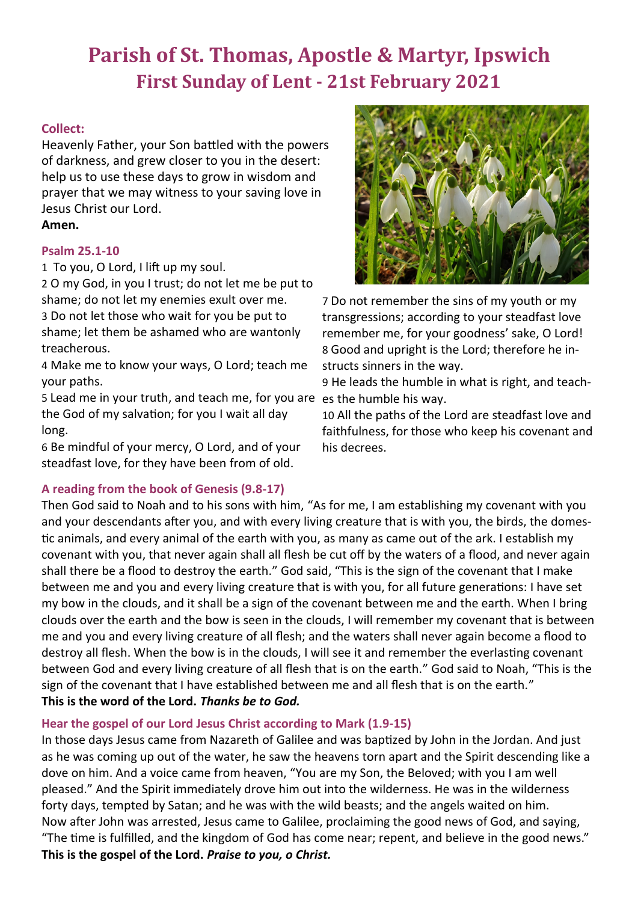# Parish of St. Thomas, Apostle & Martyr, Ipswich
## First Sunday of Lent - 21st February 2021

### Collect:

Heavenly Father, your Son battled with the powers of darkness, and grew closer to you in the desert: help us to use these days to grow in wisdom and prayer that we may witness to your saving love in Jesus Christ our Lord.
**Amen.**

### Psalm 25.1-10

1 To you, O Lord, I lift up my soul.
2 O my God, in you I trust; do not let me be put to shame; do not let my enemies exult over me.
3 Do not let those who wait for you be put to shame; let them be ashamed who are wantonly treacherous.
4 Make me to know your ways, O Lord; teach me your paths.
5 Lead me in your truth, and teach me, for you are the God of my salvation; for you I wait all day long.
6 Be mindful of your mercy, O Lord, and of your steadfast love, for they have been from of old.
7 Do not remember the sins of my youth or my transgressions; according to your steadfast love remember me, for your goodness' sake, O Lord!
8 Good and upright is the Lord; therefore he instructs sinners in the way.
9 He leads the humble in what is right, and teaches the humble his way.
10 All the paths of the Lord are steadfast love and faithfulness, for those who keep his covenant and his decrees.

### A reading from the book of Genesis (9.8-17)

Then God said to Noah and to his sons with him, "As for me, I am establishing my covenant with you and your descendants after you, and with every living creature that is with you, the birds, the domestic animals, and every animal of the earth with you, as many as came out of the ark. I establish my covenant with you, that never again shall all flesh be cut off by the waters of a flood, and never again shall there be a flood to destroy the earth." God said, "This is the sign of the covenant that I make between me and you and every living creature that is with you, for all future generations: I have set my bow in the clouds, and it shall be a sign of the covenant between me and the earth. When I bring clouds over the earth and the bow is seen in the clouds, I will remember my covenant that is between me and you and every living creature of all flesh; and the waters shall never again become a flood to destroy all flesh. When the bow is in the clouds, I will see it and remember the everlasting covenant between God and every living creature of all flesh that is on the earth." God said to Noah, "This is the sign of the covenant that I have established between me and all flesh that is on the earth."
**This is the word of the Lord. *Thanks be to God.***

### Hear the gospel of our Lord Jesus Christ according to Mark (1.9-15)

In those days Jesus came from Nazareth of Galilee and was baptized by John in the Jordan. And just as he was coming up out of the water, he saw the heavens torn apart and the Spirit descending like a dove on him. And a voice came from heaven, "You are my Son, the Beloved; with you I am well pleased." And the Spirit immediately drove him out into the wilderness. He was in the wilderness forty days, tempted by Satan; and he was with the wild beasts; and the angels waited on him.
Now after John was arrested, Jesus came to Galilee, proclaiming the good news of God, and saying, "The time is fulfilled, and the kingdom of God has come near; repent, and believe in the good news."
**This is the gospel of the Lord. *Praise to you, o Christ.***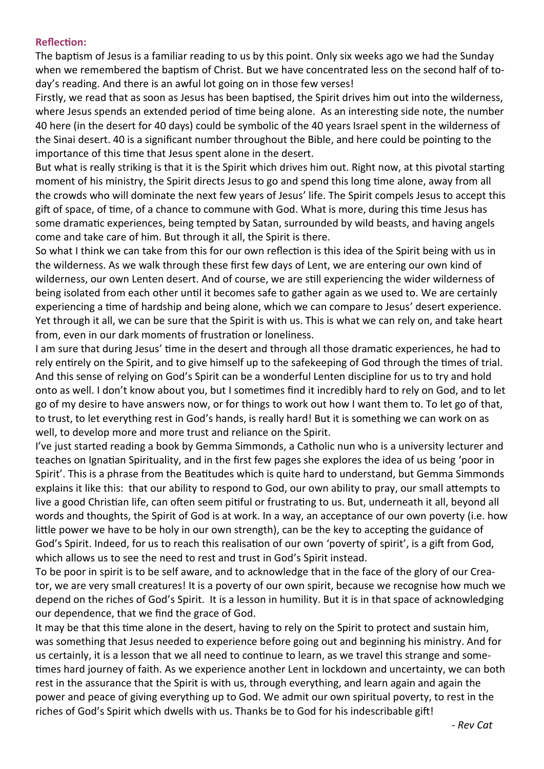**Reflection:**

The baptism of Jesus is a familiar reading to us by this point. Only six weeks ago we had the Sunday when we remembered the baptism of Christ. But we have concentrated less on the second half of today's reading. And there is an awful lot going on in those few verses!

Firstly, we read that as soon as Jesus has been baptised, the Spirit drives him out into the wilderness, where Jesus spends an extended period of time being alone. As an interesting side note, the number 40 here (in the desert for 40 days) could be symbolic of the 40 years Israel spent in the wilderness of the Sinai desert. 40 is a significant number throughout the Bible, and here could be pointing to the importance of this time that Jesus spent alone in the desert.

But what is really striking is that it is the Spirit which drives him out. Right now, at this pivotal starting moment of his ministry, the Spirit directs Jesus to go and spend this long time alone, away from all the crowds who will dominate the next few years of Jesus' life. The Spirit compels Jesus to accept this gift of space, of time, of a chance to commune with God. What is more, during this time Jesus has some dramatic experiences, being tempted by Satan, surrounded by wild beasts, and having angels come and take care of him. But through it all, the Spirit is there.

So what I think we can take from this for our own reflection is this idea of the Spirit being with us in the wilderness. As we walk through these first few days of Lent, we are entering our own kind of wilderness, our own Lenten desert. And of course, we are still experiencing the wider wilderness of being isolated from each other until it becomes safe to gather again as we used to. We are certainly experiencing a time of hardship and being alone, which we can compare to Jesus' desert experience. Yet through it all, we can be sure that the Spirit is with us. This is what we can rely on, and take heart from, even in our dark moments of frustration or loneliness.

I am sure that during Jesus' time in the desert and through all those dramatic experiences, he had to rely entirely on the Spirit, and to give himself up to the safekeeping of God through the times of trial. And this sense of relying on God's Spirit can be a wonderful Lenten discipline for us to try and hold onto as well. I don't know about you, but I sometimes find it incredibly hard to rely on God, and to let go of my desire to have answers now, or for things to work out how I want them to. To let go of that, to trust, to let everything rest in God's hands, is really hard! But it is something we can work on as well, to develop more and more trust and reliance on the Spirit.

I've just started reading a book by Gemma Simmonds, a Catholic nun who is a university lecturer and teaches on Ignatian Spirituality, and in the first few pages she explores the idea of us being 'poor in Spirit'. This is a phrase from the Beatitudes which is quite hard to understand, but Gemma Simmonds explains it like this: that our ability to respond to God, our own ability to pray, our small attempts to live a good Christian life, can often seem pitiful or frustrating to us. But, underneath it all, beyond all words and thoughts, the Spirit of God is at work. In a way, an acceptance of our own poverty (i.e. how little power we have to be holy in our own strength), can be the key to accepting the guidance of God's Spirit. Indeed, for us to reach this realisation of our own 'poverty of spirit', is a gift from God, which allows us to see the need to rest and trust in God's Spirit instead.

To be poor in spirit is to be self aware, and to acknowledge that in the face of the glory of our Creator, we are very small creatures! It is a poverty of our own spirit, because we recognise how much we depend on the riches of God's Spirit. It is a lesson in humility. But it is in that space of acknowledging our dependence, that we find the grace of God.

It may be that this time alone in the desert, having to rely on the Spirit to protect and sustain him, was something that Jesus needed to experience before going out and beginning his ministry. And for us certainly, it is a lesson that we all need to continue to learn, as we travel this strange and sometimes hard journey of faith. As we experience another Lent in lockdown and uncertainty, we can both rest in the assurance that the Spirit is with us, through everything, and learn again and again the power and peace of giving everything up to God. We admit our own spiritual poverty, to rest in the riches of God's Spirit which dwells with us. Thanks be to God for his indescribable gift!

*- Rev Cat*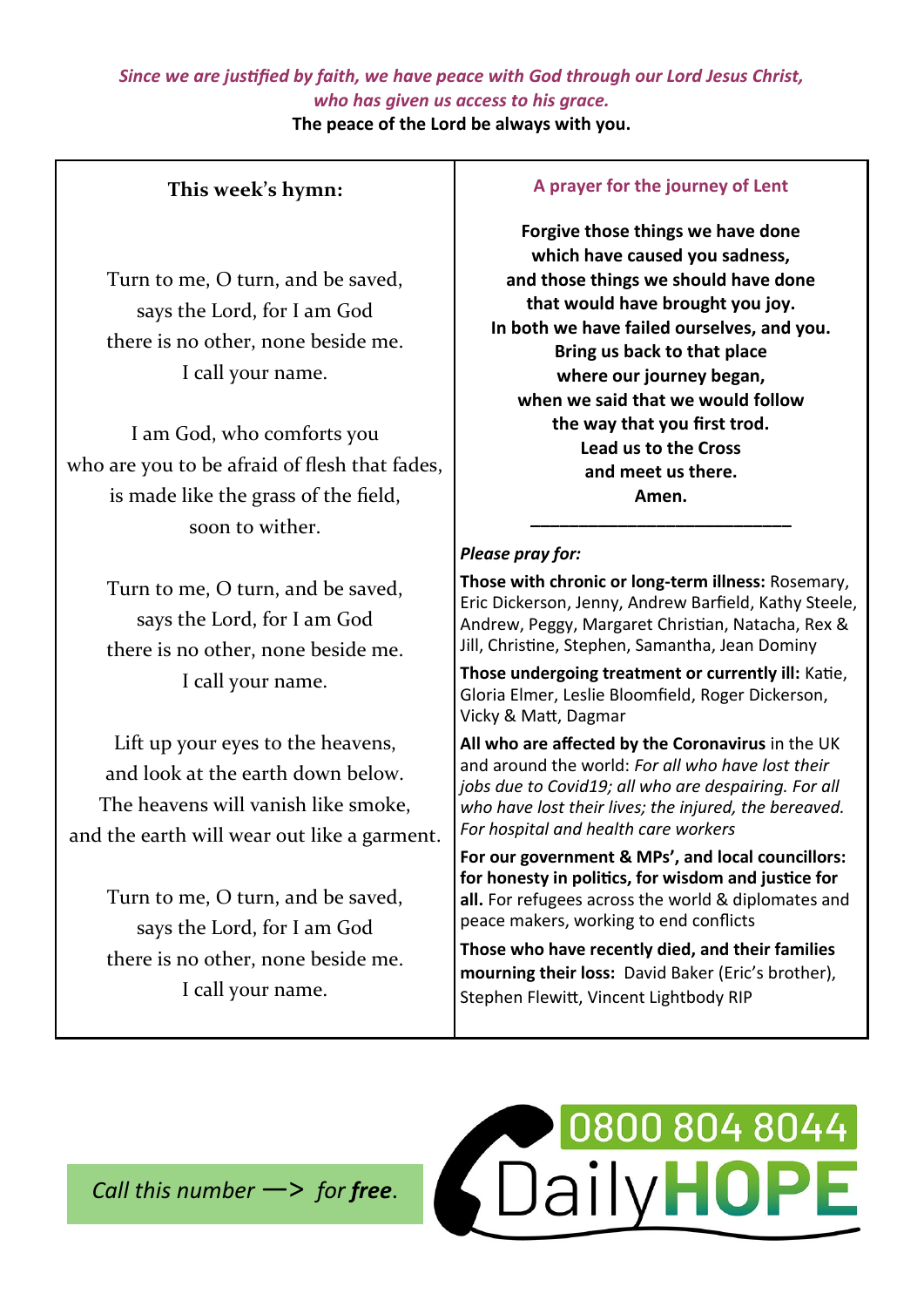*Since we are justified by faith, we have peace with God through our Lord Jesus Christ, who has given us access to his grace.*

**The peace of the Lord be always with you.**

## This week's hymn:

Turn to me, O turn, and be saved,
says the Lord, for I am God
there is no other, none beside me.
I call your name.

I am God, who comforts you
who are you to be afraid of flesh that fades,
is made like the grass of the field,
soon to wither.

Turn to me, O turn, and be saved,
says the Lord, for I am God
there is no other, none beside me.
I call your name.

Lift up your eyes to the heavens,
and look at the earth down below.
The heavens will vanish like smoke,
and the earth will wear out like a garment.

Turn to me, O turn, and be saved,
says the Lord, for I am God
there is no other, none beside me.
I call your name.

## A prayer for the journey of Lent

**Forgive those things we have done
which have caused you sadness,
and those things we should have done
that would have brought you joy.
In both we have failed ourselves, and you.
Bring us back to that place
where our journey began,
when we said that we would follow
the way that you first trod.
Lead us to the Cross
and meet us there.
Amen.**

---

***Please pray for:***

**Those with chronic or long-term illness:** Rosemary, Eric Dickerson, Jenny, Andrew Barfield, Kathy Steele, Andrew, Peggy, Margaret Christian, Natacha, Rex & Jill, Christine, Stephen, Samantha, Jean Dominy

**Those undergoing treatment or currently ill:** Katie, Gloria Elmer, Leslie Bloomfield, Roger Dickerson, Vicky & Matt, Dagmar

**All who are affected by the Coronavirus** in the UK and around the world: *For all who have lost their jobs due to Covid19; all who are despairing. For all who have lost their lives; the injured, the bereaved. For hospital and health care workers*

**For our government & MPs', and local councillors: for honesty in politics, for wisdom and justice for all.** For refugees across the world & diplomates and peace makers, working to end conflicts

**Those who have recently died, and their families mourning their loss:** David Baker (Eric's brother), Stephen Flewitt, Vincent Lightbody RIP

*Call this number —> for **free**.*

0800 804 8044 DailyHOPE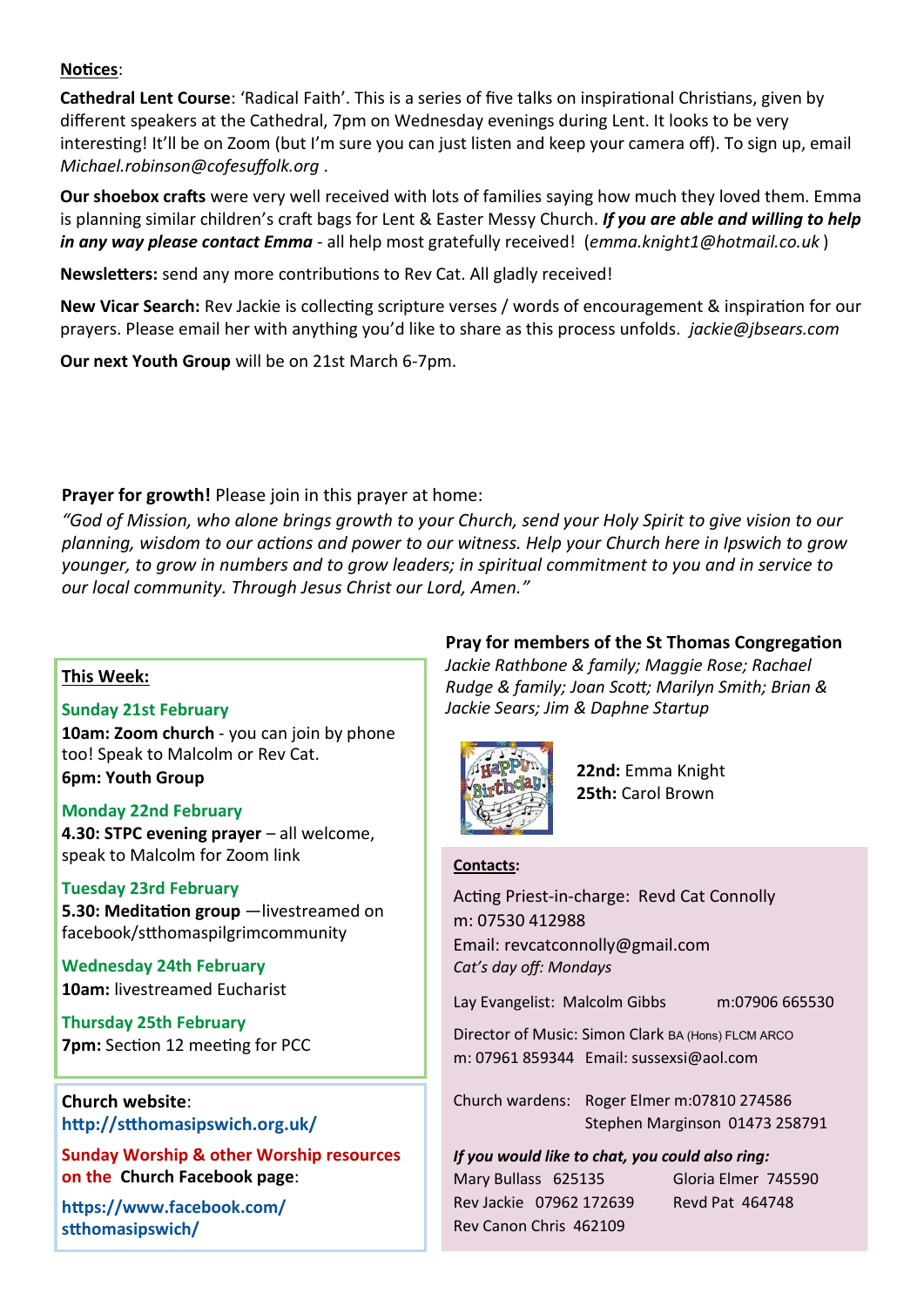**Notices**:

**Cathedral Lent Course**: 'Radical Faith'. This is a series of five talks on inspirational Christians, given by different speakers at the Cathedral, 7pm on Wednesday evenings during Lent. It looks to be very interesting! It'll be on Zoom (but I'm sure you can just listen and keep your camera off). To sign up, email *Michael.robinson@cofesuffolk.org* .

**Our shoebox crafts** were very well received with lots of families saying how much they loved them. Emma is planning similar children's craft bags for Lent & Easter Messy Church. ***If you are able and willing to help in any way please contact Emma*** - all help most gratefully received! (*emma.knight1@hotmail.co.uk* )

**Newsletters:** send any more contributions to Rev Cat. All gladly received!

**New Vicar Search:** Rev Jackie is collecting scripture verses / words of encouragement & inspiration for our prayers. Please email her with anything you'd like to share as this process unfolds. *jackie@jbsears.com*

**Our next Youth Group** will be on 21st March 6-7pm.

**Prayer for growth!** Please join in this prayer at home:

*"God of Mission, who alone brings growth to your Church, send your Holy Spirit to give vision to our planning, wisdom to our actions and power to our witness. Help your Church here in Ipswich to grow younger, to grow in numbers and to grow leaders; in spiritual commitment to you and in service to our local community. Through Jesus Christ our Lord, Amen."*

**This Week:**

**Sunday 21st February**
**10am: Zoom church** - you can join by phone too! Speak to Malcolm or Rev Cat.
**6pm: Youth Group**

**Monday 22nd February**
**4.30: STPC evening prayer** – all welcome, speak to Malcolm for Zoom link

**Tuesday 23rd February**
**5.30: Meditation group** —livestreamed on facebook/stthomaspilgrimcommunity

**Wednesday 24th February**
**10am:** livestreamed Eucharist

**Thursday 25th February**
**7pm:** Section 12 meeting for PCC

**Church website**:
**http://stthomasipswich.org.uk/**

**Sunday Worship & other Worship resources on the Church Facebook page**:

**https://www.facebook.com/stthomasipswich/**

**Pray for members of the St Thomas Congregation**

*Jackie Rathbone & family; Maggie Rose; Rachael Rudge & family; Joan Scott; Marilyn Smith; Brian & Jackie Sears; Jim & Daphne Startup*

**22nd:** Emma Knight
**25th:** Carol Brown

**Contacts:**

Acting Priest-in-charge: Revd Cat Connolly
m: 07530 412988
Email: revcatconnolly@gmail.com
*Cat's day off: Mondays*

Lay Evangelist: Malcolm Gibbs m:07906 665530

Director of Music: Simon Clark BA (Hons) FLCM ARCO
m: 07961 859344 Email: sussexsi@aol.com

Church wardens: Roger Elmer m:07810 274586
Stephen Marginson 01473 258791

***If you would like to chat, you could also ring:***

Mary Bullass 625135
Gloria Elmer 745590
Rev Jackie 07962 172639
Revd Pat 464748
Rev Canon Chris 462109